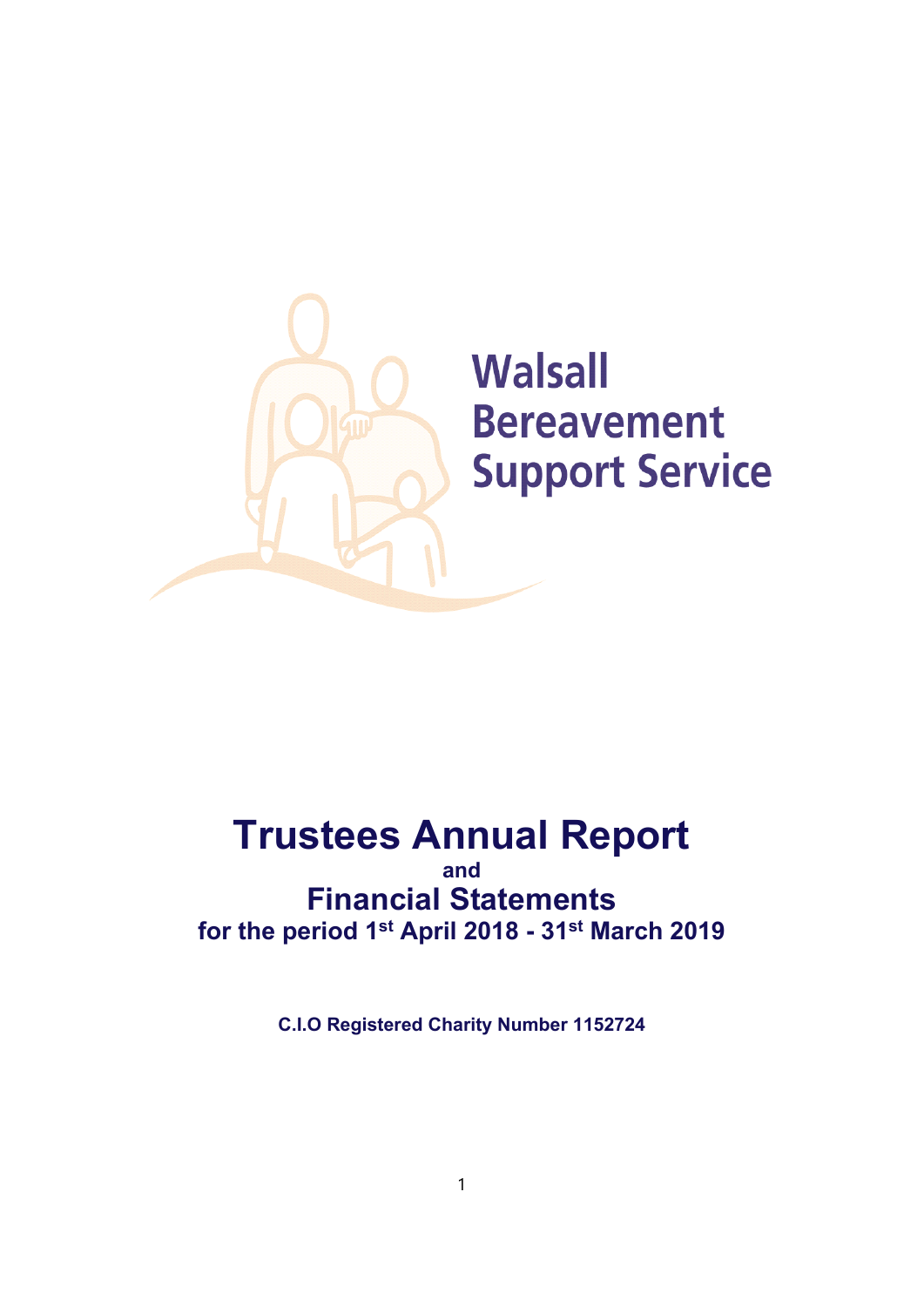Walsall Bereavement Support Service

# Trustees Annual Report

**and**

## Financial Statements

**for the period 1st April 2018 - 31st March 2019**

**C.I.O Registered Charity Number 1152724**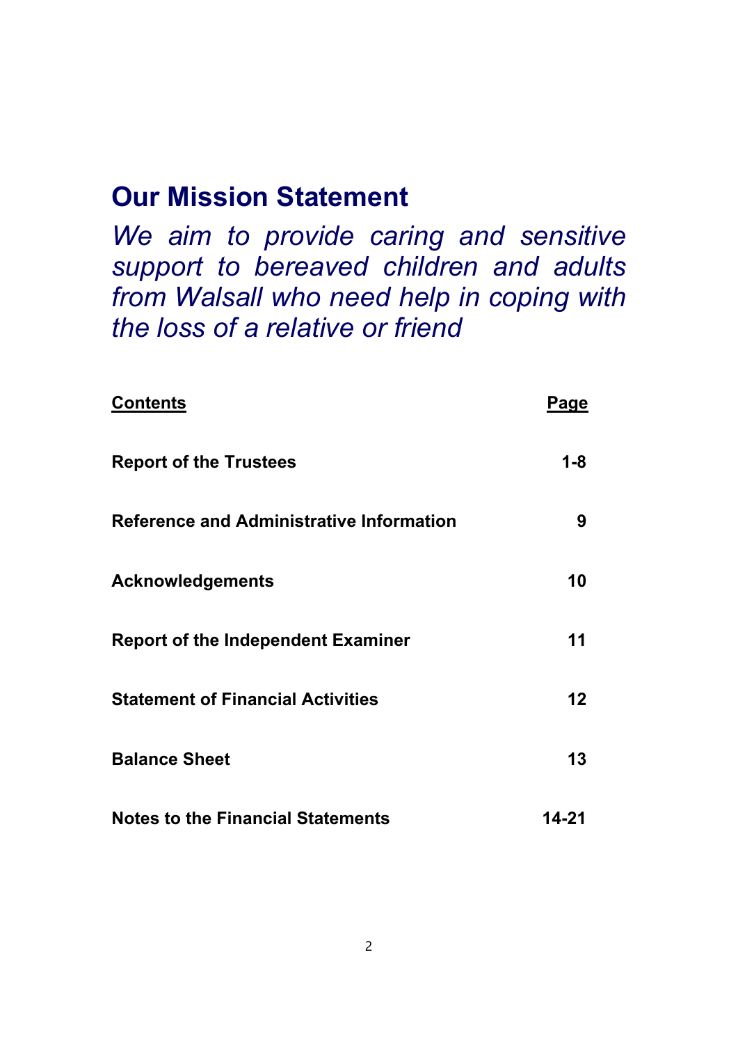## Our Mission Statement

*We aim to provide caring and sensitive support to bereaved children and adults from Walsall who need help in coping with the loss of a relative or friend*

| Contents | Page |
|---|---|
| **Report of the Trustees** | **1-8** |
| **Reference and Administrative Information** | **9** |
| **Acknowledgements** | **10** |
| **Report of the Independent Examiner** | **11** |
| **Statement of Financial Activities** | **12** |
| **Balance Sheet** | **13** |
| **Notes to the Financial Statements** | **14-21** |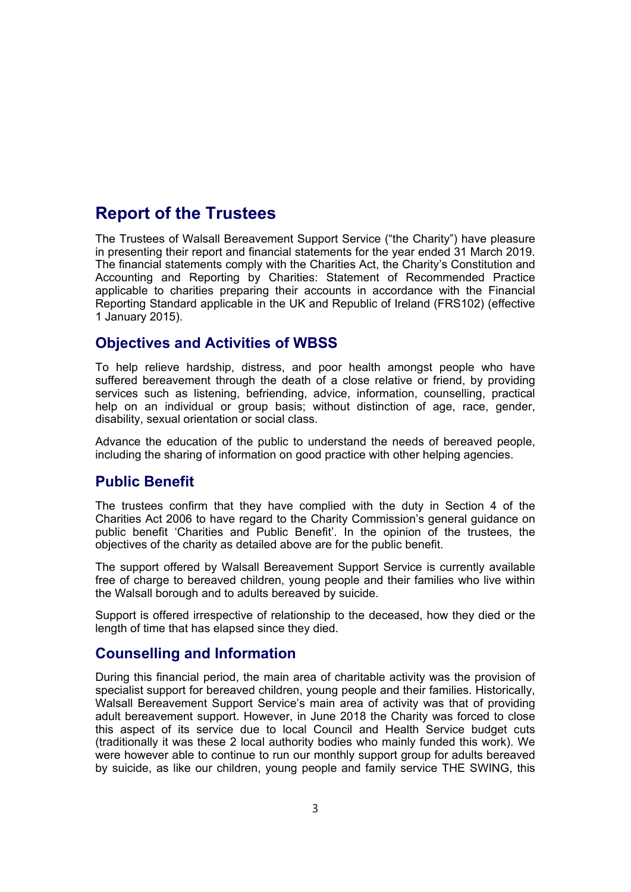# Report of the Trustees

The Trustees of Walsall Bereavement Support Service ("the Charity") have pleasure in presenting their report and financial statements for the year ended 31 March 2019. The financial statements comply with the Charities Act, the Charity's Constitution and Accounting and Reporting by Charities: Statement of Recommended Practice applicable to charities preparing their accounts in accordance with the Financial Reporting Standard applicable in the UK and Republic of Ireland (FRS102) (effective 1 January 2015).

## Objectives and Activities of WBSS

To help relieve hardship, distress, and poor health amongst people who have suffered bereavement through the death of a close relative or friend, by providing services such as listening, befriending, advice, information, counselling, practical help on an individual or group basis; without distinction of age, race, gender, disability, sexual orientation or social class.

Advance the education of the public to understand the needs of bereaved people, including the sharing of information on good practice with other helping agencies.

## Public Benefit

The trustees confirm that they have complied with the duty in Section 4 of the Charities Act 2006 to have regard to the Charity Commission's general guidance on public benefit 'Charities and Public Benefit'. In the opinion of the trustees, the objectives of the charity as detailed above are for the public benefit.

The support offered by Walsall Bereavement Support Service is currently available free of charge to bereaved children, young people and their families who live within the Walsall borough and to adults bereaved by suicide.

Support is offered irrespective of relationship to the deceased, how they died or the length of time that has elapsed since they died.

## Counselling and Information

During this financial period, the main area of charitable activity was the provision of specialist support for bereaved children, young people and their families. Historically, Walsall Bereavement Support Service's main area of activity was that of providing adult bereavement support. However, in June 2018 the Charity was forced to close this aspect of its service due to local Council and Health Service budget cuts (traditionally it was these 2 local authority bodies who mainly funded this work). We were however able to continue to run our monthly support group for adults bereaved by suicide, as like our children, young people and family service THE SWING, this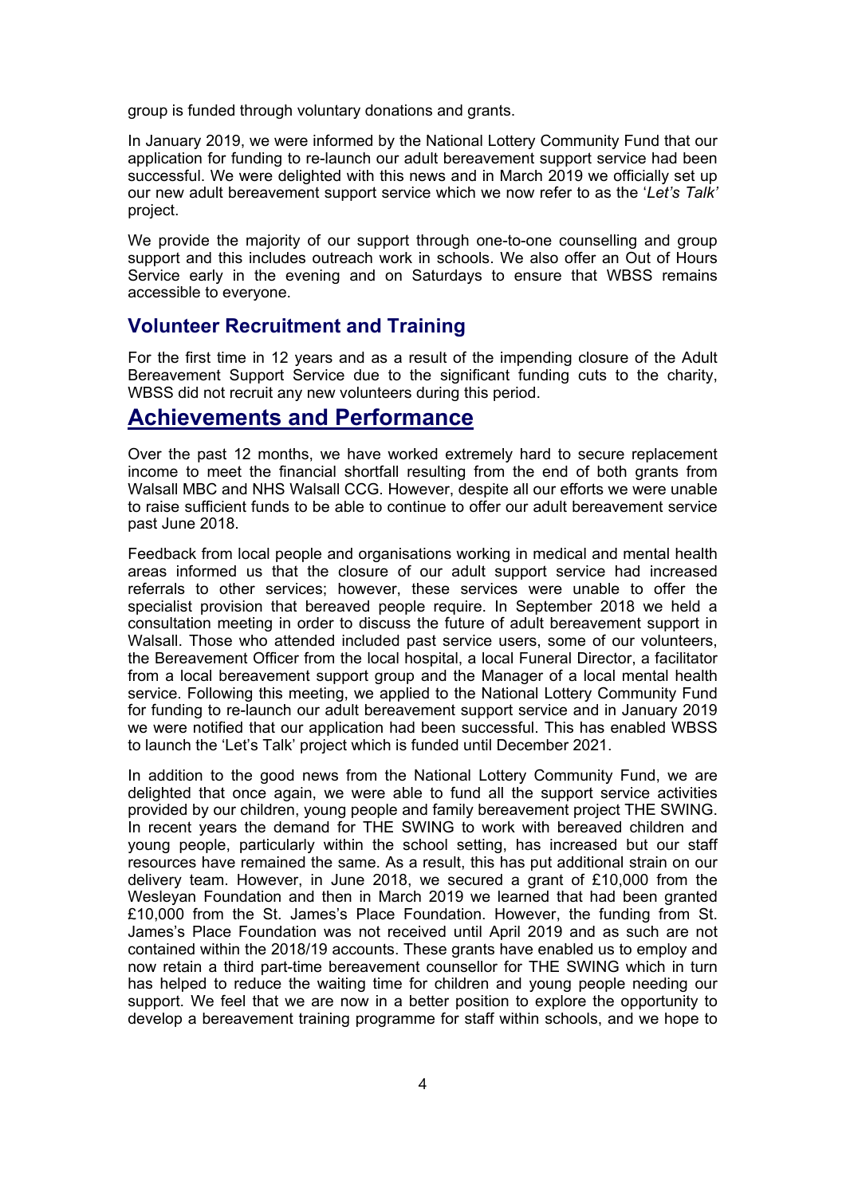group is funded through voluntary donations and grants.

In January 2019, we were informed by the National Lottery Community Fund that our application for funding to re-launch our adult bereavement support service had been successful. We were delighted with this news and in March 2019 we officially set up our new adult bereavement support service which we now refer to as the '*Let's Talk'* project.

We provide the majority of our support through one-to-one counselling and group support and this includes outreach work in schools. We also offer an Out of Hours Service early in the evening and on Saturdays to ensure that WBSS remains accessible to everyone.

## Volunteer Recruitment and Training

For the first time in 12 years and as a result of the impending closure of the Adult Bereavement Support Service due to the significant funding cuts to the charity, WBSS did not recruit any new volunteers during this period.

# Achievements and Performance

Over the past 12 months, we have worked extremely hard to secure replacement income to meet the financial shortfall resulting from the end of both grants from Walsall MBC and NHS Walsall CCG. However, despite all our efforts we were unable to raise sufficient funds to be able to continue to offer our adult bereavement service past June 2018.

Feedback from local people and organisations working in medical and mental health areas informed us that the closure of our adult support service had increased referrals to other services; however, these services were unable to offer the specialist provision that bereaved people require. In September 2018 we held a consultation meeting in order to discuss the future of adult bereavement support in Walsall. Those who attended included past service users, some of our volunteers, the Bereavement Officer from the local hospital, a local Funeral Director, a facilitator from a local bereavement support group and the Manager of a local mental health service. Following this meeting, we applied to the National Lottery Community Fund for funding to re-launch our adult bereavement support service and in January 2019 we were notified that our application had been successful. This has enabled WBSS to launch the 'Let's Talk' project which is funded until December 2021.

In addition to the good news from the National Lottery Community Fund, we are delighted that once again, we were able to fund all the support service activities provided by our children, young people and family bereavement project THE SWING. In recent years the demand for THE SWING to work with bereaved children and young people, particularly within the school setting, has increased but our staff resources have remained the same. As a result, this has put additional strain on our delivery team. However, in June 2018, we secured a grant of £10,000 from the Wesleyan Foundation and then in March 2019 we learned that had been granted £10,000 from the St. James's Place Foundation. However, the funding from St. James's Place Foundation was not received until April 2019 and as such are not contained within the 2018/19 accounts. These grants have enabled us to employ and now retain a third part-time bereavement counsellor for THE SWING which in turn has helped to reduce the waiting time for children and young people needing our support. We feel that we are now in a better position to explore the opportunity to develop a bereavement training programme for staff within schools, and we hope to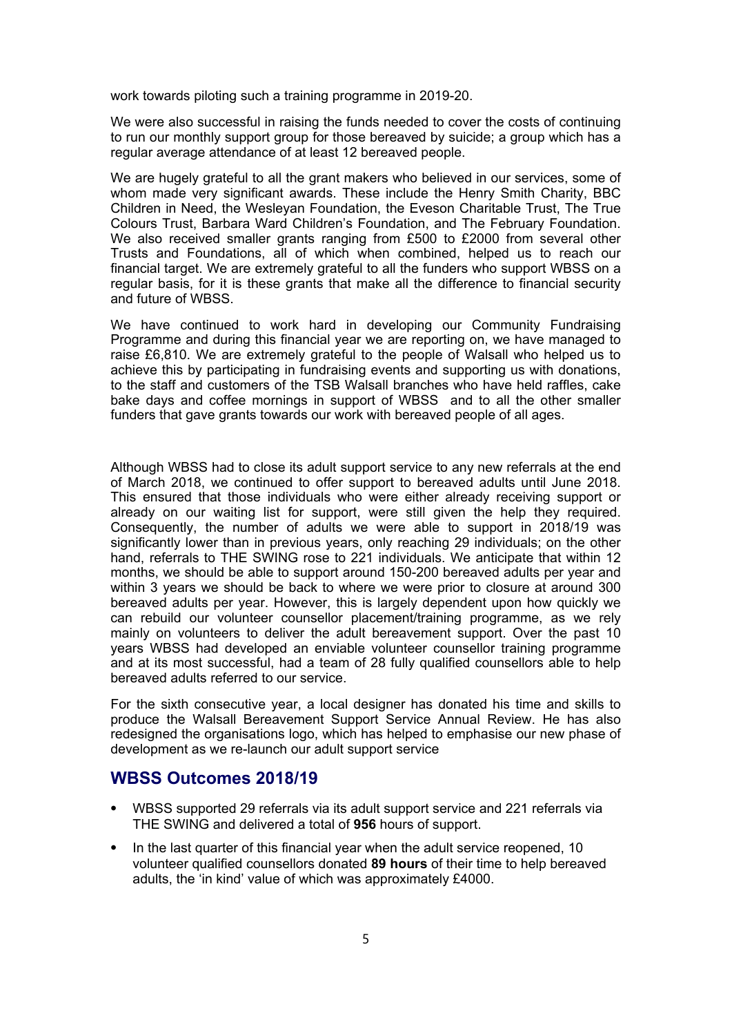work towards piloting such a training programme in 2019-20.

We were also successful in raising the funds needed to cover the costs of continuing to run our monthly support group for those bereaved by suicide; a group which has a regular average attendance of at least 12 bereaved people.

We are hugely grateful to all the grant makers who believed in our services, some of whom made very significant awards. These include the Henry Smith Charity, BBC Children in Need, the Wesleyan Foundation, the Eveson Charitable Trust, The True Colours Trust, Barbara Ward Children's Foundation, and The February Foundation. We also received smaller grants ranging from £500 to £2000 from several other Trusts and Foundations, all of which when combined, helped us to reach our financial target. We are extremely grateful to all the funders who support WBSS on a regular basis, for it is these grants that make all the difference to financial security and future of WBSS.

We have continued to work hard in developing our Community Fundraising Programme and during this financial year we are reporting on, we have managed to raise £6,810. We are extremely grateful to the people of Walsall who helped us to achieve this by participating in fundraising events and supporting us with donations, to the staff and customers of the TSB Walsall branches who have held raffles, cake bake days and coffee mornings in support of WBSS and to all the other smaller funders that gave grants towards our work with bereaved people of all ages.

Although WBSS had to close its adult support service to any new referrals at the end of March 2018, we continued to offer support to bereaved adults until June 2018. This ensured that those individuals who were either already receiving support or already on our waiting list for support, were still given the help they required. Consequently, the number of adults we were able to support in 2018/19 was significantly lower than in previous years, only reaching 29 individuals; on the other hand, referrals to THE SWING rose to 221 individuals. We anticipate that within 12 months, we should be able to support around 150-200 bereaved adults per year and within 3 years we should be back to where we were prior to closure at around 300 bereaved adults per year. However, this is largely dependent upon how quickly we can rebuild our volunteer counsellor placement/training programme, as we rely mainly on volunteers to deliver the adult bereavement support. Over the past 10 years WBSS had developed an enviable volunteer counsellor training programme and at its most successful, had a team of 28 fully qualified counsellors able to help bereaved adults referred to our service.

For the sixth consecutive year, a local designer has donated his time and skills to produce the Walsall Bereavement Support Service Annual Review. He has also redesigned the organisations logo, which has helped to emphasise our new phase of development as we re-launch our adult support service

## WBSS Outcomes 2018/19

- WBSS supported 29 referrals via its adult support service and 221 referrals via THE SWING and delivered a total of **956** hours of support.
- In the last quarter of this financial year when the adult service reopened, 10 volunteer qualified counsellors donated **89 hours** of their time to help bereaved adults, the 'in kind' value of which was approximately £4000.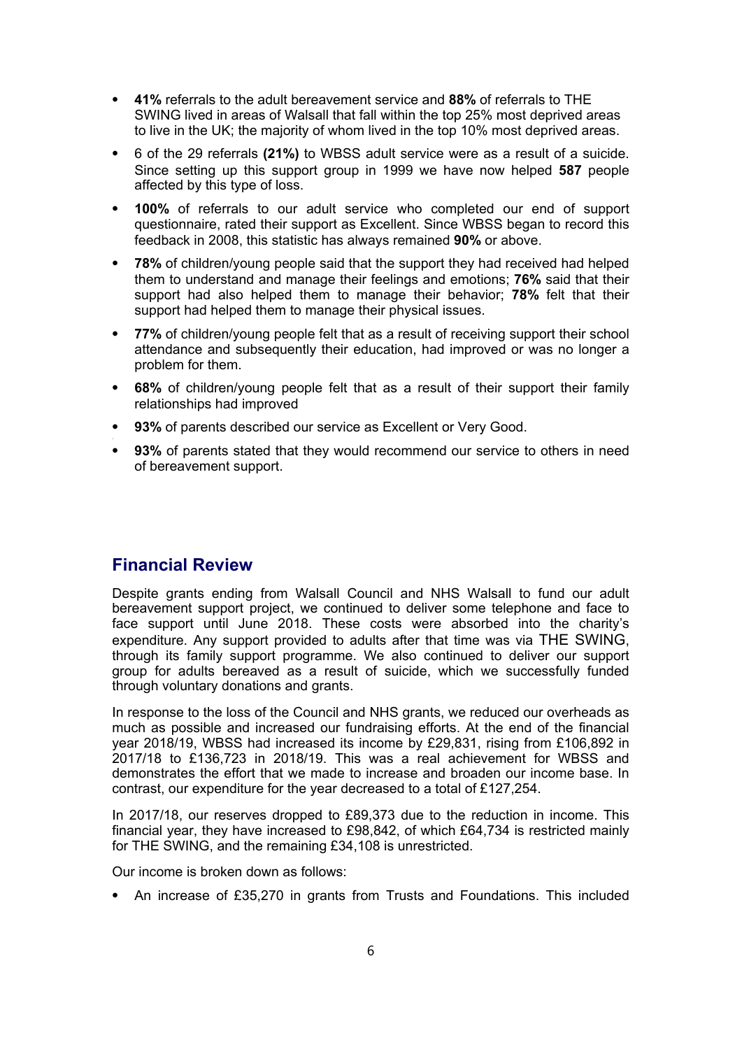- **41%** referrals to the adult bereavement service and **88%** of referrals to THE SWING lived in areas of Walsall that fall within the top 25% most deprived areas to live in the UK; the majority of whom lived in the top 10% most deprived areas.
- 6 of the 29 referrals **(21%)** to WBSS adult service were as a result of a suicide. Since setting up this support group in 1999 we have now helped **587** people affected by this type of loss.
- **100%** of referrals to our adult service who completed our end of support questionnaire, rated their support as Excellent. Since WBSS began to record this feedback in 2008, this statistic has always remained **90%** or above.
- **78%** of children/young people said that the support they had received had helped them to understand and manage their feelings and emotions; **76%** said that their support had also helped them to manage their behavior; **78%** felt that their support had helped them to manage their physical issues.
- **77%** of children/young people felt that as a result of receiving support their school attendance and subsequently their education, had improved or was no longer a problem for them.
- **68%** of children/young people felt that as a result of their support their family relationships had improved
- **93%** of parents described our service as Excellent or Very Good.
- **93%** of parents stated that they would recommend our service to others in need of bereavement support.

## Financial Review

Despite grants ending from Walsall Council and NHS Walsall to fund our adult bereavement support project, we continued to deliver some telephone and face to face support until June 2018. These costs were absorbed into the charity's expenditure. Any support provided to adults after that time was via THE SWING, through its family support programme. We also continued to deliver our support group for adults bereaved as a result of suicide, which we successfully funded through voluntary donations and grants.

In response to the loss of the Council and NHS grants, we reduced our overheads as much as possible and increased our fundraising efforts. At the end of the financial year 2018/19, WBSS had increased its income by £29,831, rising from £106,892 in 2017/18 to £136,723 in 2018/19. This was a real achievement for WBSS and demonstrates the effort that we made to increase and broaden our income base. In contrast, our expenditure for the year decreased to a total of £127,254.

In 2017/18, our reserves dropped to £89,373 due to the reduction in income. This financial year, they have increased to £98,842, of which £64,734 is restricted mainly for THE SWING, and the remaining £34,108 is unrestricted.

Our income is broken down as follows:

- An increase of £35,270 in grants from Trusts and Foundations. This included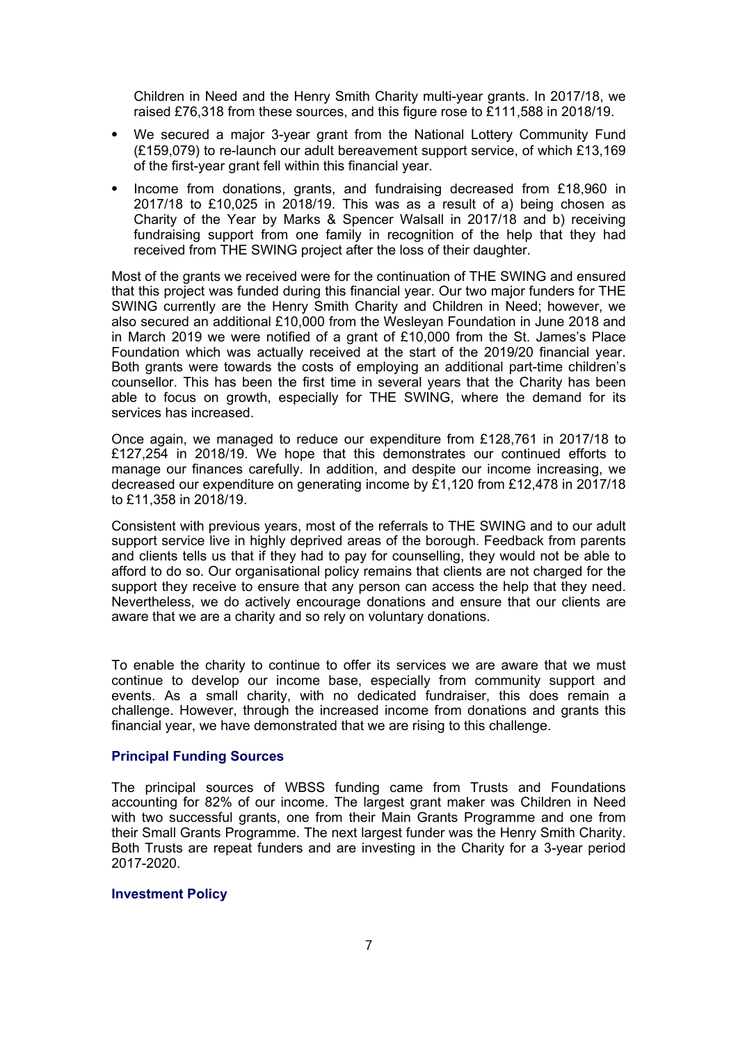Children in Need and the Henry Smith Charity multi-year grants. In 2017/18, we raised £76,318 from these sources, and this figure rose to £111,588 in 2018/19.

- We secured a major 3-year grant from the National Lottery Community Fund (£159,079) to re-launch our adult bereavement support service, of which £13,169 of the first-year grant fell within this financial year.
- Income from donations, grants, and fundraising decreased from £18,960 in 2017/18 to £10,025 in 2018/19. This was as a result of a) being chosen as Charity of the Year by Marks & Spencer Walsall in 2017/18 and b) receiving fundraising support from one family in recognition of the help that they had received from THE SWING project after the loss of their daughter.

Most of the grants we received were for the continuation of THE SWING and ensured that this project was funded during this financial year. Our two major funders for THE SWING currently are the Henry Smith Charity and Children in Need; however, we also secured an additional £10,000 from the Wesleyan Foundation in June 2018 and in March 2019 we were notified of a grant of £10,000 from the St. James's Place Foundation which was actually received at the start of the 2019/20 financial year. Both grants were towards the costs of employing an additional part-time children's counsellor. This has been the first time in several years that the Charity has been able to focus on growth, especially for THE SWING, where the demand for its services has increased.

Once again, we managed to reduce our expenditure from £128,761 in 2017/18 to £127,254 in 2018/19. We hope that this demonstrates our continued efforts to manage our finances carefully. In addition, and despite our income increasing, we decreased our expenditure on generating income by £1,120 from £12,478 in 2017/18 to £11,358 in 2018/19.

Consistent with previous years, most of the referrals to THE SWING and to our adult support service live in highly deprived areas of the borough. Feedback from parents and clients tells us that if they had to pay for counselling, they would not be able to afford to do so. Our organisational policy remains that clients are not charged for the support they receive to ensure that any person can access the help that they need. Nevertheless, we do actively encourage donations and ensure that our clients are aware that we are a charity and so rely on voluntary donations.

To enable the charity to continue to offer its services we are aware that we must continue to develop our income base, especially from community support and events. As a small charity, with no dedicated fundraiser, this does remain a challenge. However, through the increased income from donations and grants this financial year, we have demonstrated that we are rising to this challenge.

### Principal Funding Sources

The principal sources of WBSS funding came from Trusts and Foundations accounting for 82% of our income. The largest grant maker was Children in Need with two successful grants, one from their Main Grants Programme and one from their Small Grants Programme. The next largest funder was the Henry Smith Charity. Both Trusts are repeat funders and are investing in the Charity for a 3-year period 2017-2020.

### Investment Policy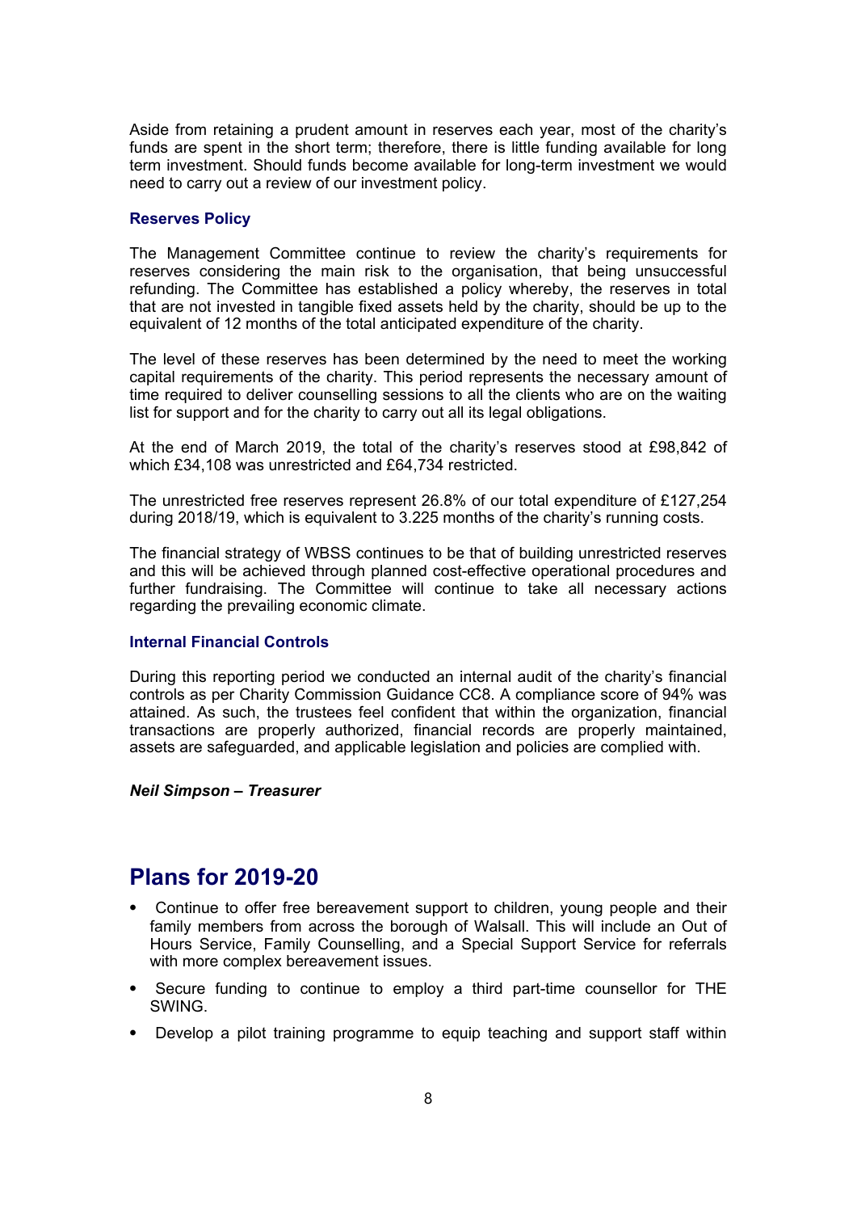Aside from retaining a prudent amount in reserves each year, most of the charity's funds are spent in the short term; therefore, there is little funding available for long term investment. Should funds become available for long-term investment we would need to carry out a review of our investment policy.

### Reserves Policy

The Management Committee continue to review the charity's requirements for reserves considering the main risk to the organisation, that being unsuccessful refunding. The Committee has established a policy whereby, the reserves in total that are not invested in tangible fixed assets held by the charity, should be up to the equivalent of 12 months of the total anticipated expenditure of the charity.

The level of these reserves has been determined by the need to meet the working capital requirements of the charity. This period represents the necessary amount of time required to deliver counselling sessions to all the clients who are on the waiting list for support and for the charity to carry out all its legal obligations.

At the end of March 2019, the total of the charity's reserves stood at £98,842 of which £34,108 was unrestricted and £64,734 restricted.

The unrestricted free reserves represent 26.8% of our total expenditure of £127,254 during 2018/19, which is equivalent to 3.225 months of the charity's running costs.

The financial strategy of WBSS continues to be that of building unrestricted reserves and this will be achieved through planned cost-effective operational procedures and further fundraising. The Committee will continue to take all necessary actions regarding the prevailing economic climate.

### Internal Financial Controls

During this reporting period we conducted an internal audit of the charity's financial controls as per Charity Commission Guidance CC8. A compliance score of 94% was attained. As such, the trustees feel confident that within the organization, financial transactions are properly authorized, financial records are properly maintained, assets are safeguarded, and applicable legislation and policies are complied with.

***Neil Simpson – Treasurer***

## Plans for 2019-20

- Continue to offer free bereavement support to children, young people and their family members from across the borough of Walsall. This will include an Out of Hours Service, Family Counselling, and a Special Support Service for referrals with more complex bereavement issues.
- Secure funding to continue to employ a third part-time counsellor for THE SWING.
- Develop a pilot training programme to equip teaching and support staff within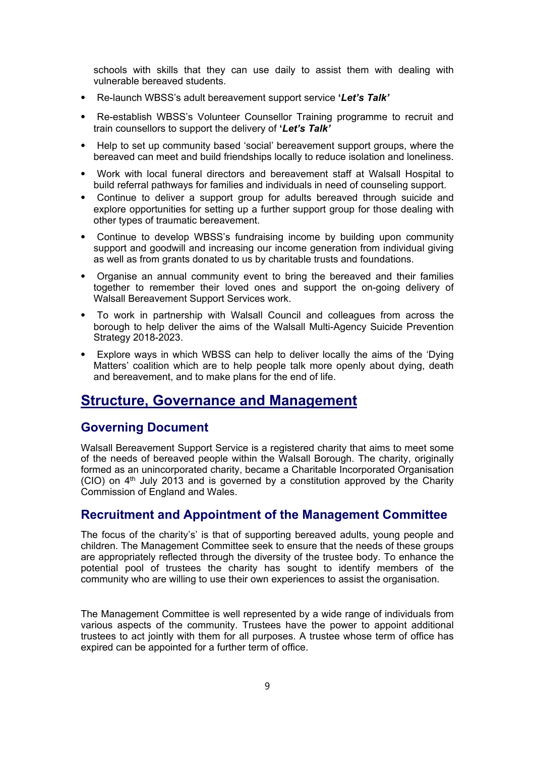schools with skills that they can use daily to assist them with dealing with vulnerable bereaved students.

- Re-launch WBSS's adult bereavement support service ***'Let's Talk'***
- Re-establish WBSS's Volunteer Counsellor Training programme to recruit and train counsellors to support the delivery of ***'Let's Talk'***
- Help to set up community based 'social' bereavement support groups, where the bereaved can meet and build friendships locally to reduce isolation and loneliness.
- Work with local funeral directors and bereavement staff at Walsall Hospital to build referral pathways for families and individuals in need of counseling support.
- Continue to deliver a support group for adults bereaved through suicide and explore opportunities for setting up a further support group for those dealing with other types of traumatic bereavement.
- Continue to develop WBSS's fundraising income by building upon community support and goodwill and increasing our income generation from individual giving as well as from grants donated to us by charitable trusts and foundations.
- Organise an annual community event to bring the bereaved and their families together to remember their loved ones and support the on-going delivery of Walsall Bereavement Support Services work.
- To work in partnership with Walsall Council and colleagues from across the borough to help deliver the aims of the Walsall Multi-Agency Suicide Prevention Strategy 2018-2023.
- Explore ways in which WBSS can help to deliver locally the aims of the 'Dying Matters' coalition which are to help people talk more openly about dying, death and bereavement, and to make plans for the end of life.

# Structure, Governance and Management

## Governing Document

Walsall Bereavement Support Service is a registered charity that aims to meet some of the needs of bereaved people within the Walsall Borough. The charity, originally formed as an unincorporated charity, became a Charitable Incorporated Organisation (CIO) on 4th July 2013 and is governed by a constitution approved by the Charity Commission of England and Wales.

## Recruitment and Appointment of the Management Committee

The focus of the charity's' is that of supporting bereaved adults, young people and children. The Management Committee seek to ensure that the needs of these groups are appropriately reflected through the diversity of the trustee body. To enhance the potential pool of trustees the charity has sought to identify members of the community who are willing to use their own experiences to assist the organisation.

The Management Committee is well represented by a wide range of individuals from various aspects of the community. Trustees have the power to appoint additional trustees to act jointly with them for all purposes. A trustee whose term of office has expired can be appointed for a further term of office.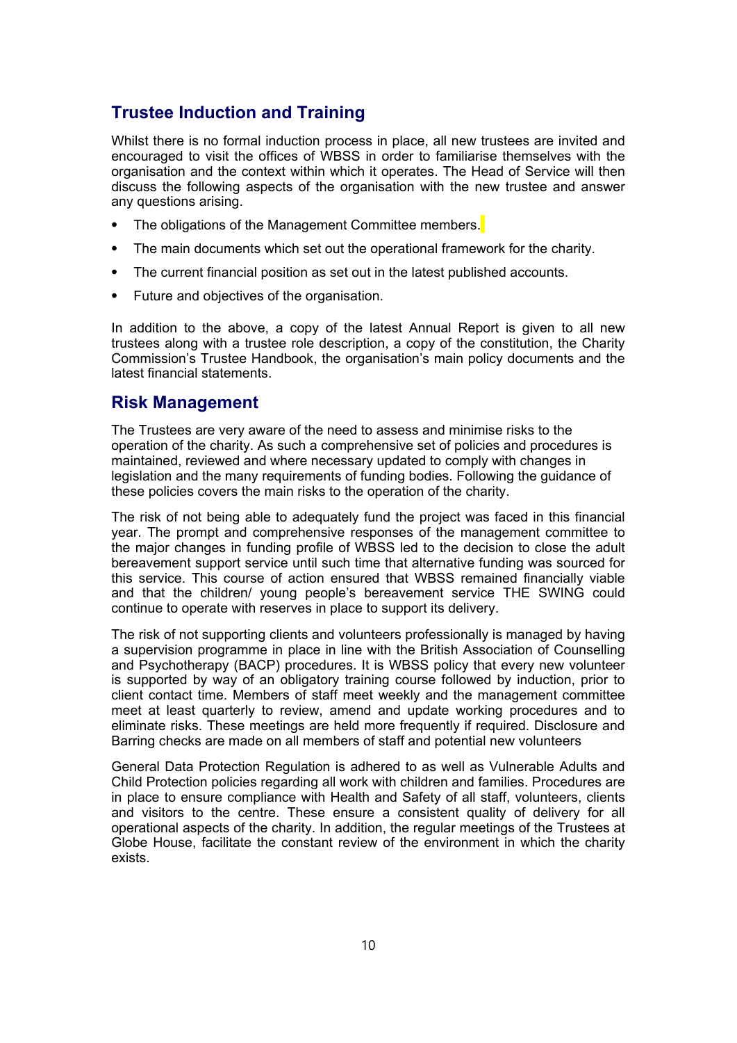## Trustee Induction and Training

Whilst there is no formal induction process in place, all new trustees are invited and encouraged to visit the offices of WBSS in order to familiarise themselves with the organisation and the context within which it operates. The Head of Service will then discuss the following aspects of the organisation with the new trustee and answer any questions arising.

- The obligations of the Management Committee members.
- The main documents which set out the operational framework for the charity.
- The current financial position as set out in the latest published accounts.
- Future and objectives of the organisation.

In addition to the above, a copy of the latest Annual Report is given to all new trustees along with a trustee role description, a copy of the constitution, the Charity Commission's Trustee Handbook, the organisation's main policy documents and the latest financial statements.

## Risk Management

The Trustees are very aware of the need to assess and minimise risks to the operation of the charity. As such a comprehensive set of policies and procedures is maintained, reviewed and where necessary updated to comply with changes in legislation and the many requirements of funding bodies. Following the guidance of these policies covers the main risks to the operation of the charity.

The risk of not being able to adequately fund the project was faced in this financial year. The prompt and comprehensive responses of the management committee to the major changes in funding profile of WBSS led to the decision to close the adult bereavement support service until such time that alternative funding was sourced for this service. This course of action ensured that WBSS remained financially viable and that the children/ young people's bereavement service THE SWING could continue to operate with reserves in place to support its delivery.

The risk of not supporting clients and volunteers professionally is managed by having a supervision programme in place in line with the British Association of Counselling and Psychotherapy (BACP) procedures. It is WBSS policy that every new volunteer is supported by way of an obligatory training course followed by induction, prior to client contact time. Members of staff meet weekly and the management committee meet at least quarterly to review, amend and update working procedures and to eliminate risks. These meetings are held more frequently if required. Disclosure and Barring checks are made on all members of staff and potential new volunteers

General Data Protection Regulation is adhered to as well as Vulnerable Adults and Child Protection policies regarding all work with children and families. Procedures are in place to ensure compliance with Health and Safety of all staff, volunteers, clients and visitors to the centre. These ensure a consistent quality of delivery for all operational aspects of the charity. In addition, the regular meetings of the Trustees at Globe House, facilitate the constant review of the environment in which the charity exists.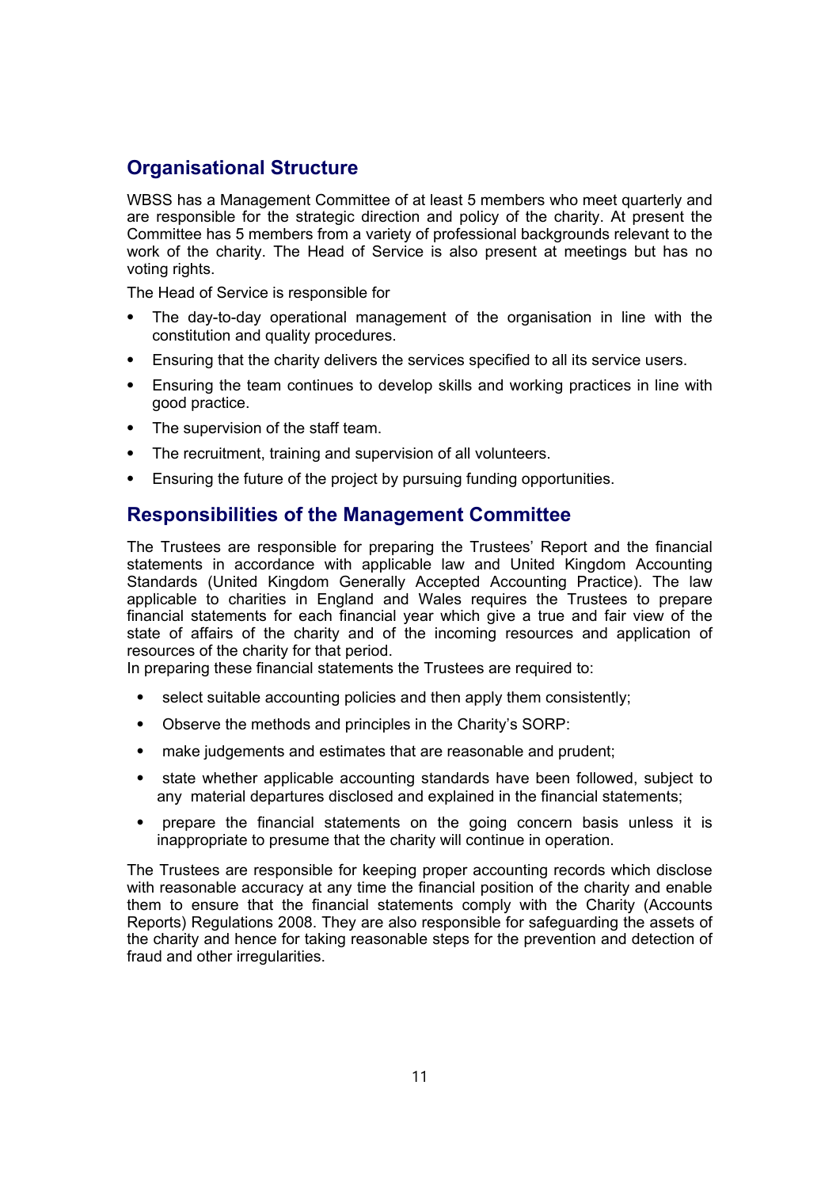## Organisational Structure

WBSS has a Management Committee of at least 5 members who meet quarterly and are responsible for the strategic direction and policy of the charity. At present the Committee has 5 members from a variety of professional backgrounds relevant to the work of the charity. The Head of Service is also present at meetings but has no voting rights.

The Head of Service is responsible for

- The day-to-day operational management of the organisation in line with the constitution and quality procedures.
- Ensuring that the charity delivers the services specified to all its service users.
- Ensuring the team continues to develop skills and working practices in line with good practice.
- The supervision of the staff team.
- The recruitment, training and supervision of all volunteers.
- Ensuring the future of the project by pursuing funding opportunities.

## Responsibilities of the Management Committee

The Trustees are responsible for preparing the Trustees' Report and the financial statements in accordance with applicable law and United Kingdom Accounting Standards (United Kingdom Generally Accepted Accounting Practice). The law applicable to charities in England and Wales requires the Trustees to prepare financial statements for each financial year which give a true and fair view of the state of affairs of the charity and of the incoming resources and application of resources of the charity for that period.

In preparing these financial statements the Trustees are required to:

- select suitable accounting policies and then apply them consistently;
- Observe the methods and principles in the Charity's SORP:
- make judgements and estimates that are reasonable and prudent;
- state whether applicable accounting standards have been followed, subject to any material departures disclosed and explained in the financial statements;
- prepare the financial statements on the going concern basis unless it is inappropriate to presume that the charity will continue in operation.

The Trustees are responsible for keeping proper accounting records which disclose with reasonable accuracy at any time the financial position of the charity and enable them to ensure that the financial statements comply with the Charity (Accounts Reports) Regulations 2008. They are also responsible for safeguarding the assets of the charity and hence for taking reasonable steps for the prevention and detection of fraud and other irregularities.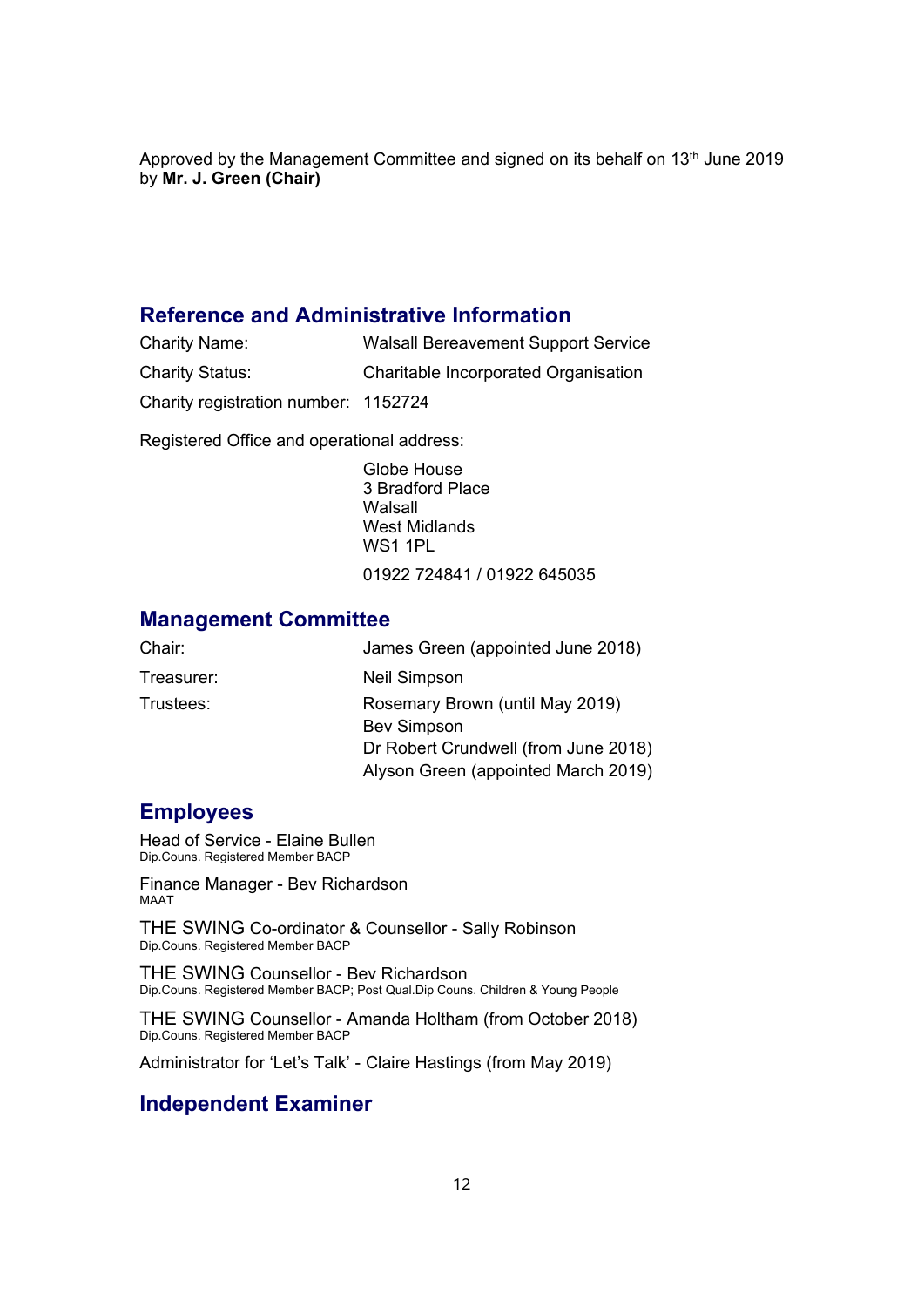Approved by the Management Committee and signed on its behalf on 13th June 2019 by **Mr. J. Green (Chair)**

## Reference and Administrative Information

| | |
|---|---|
| Charity Name: | Walsall Bereavement Support Service |
| Charity Status: | Charitable Incorporated Organisation |
| Charity registration number: | 1152724 |

Registered Office and operational address:

Globe House
3 Bradford Place
Walsall
West Midlands
WS1 1PL

01922 724841 / 01922 645035

## Management Committee

| | |
|---|---|
| Chair: | James Green (appointed June 2018) |
| Treasurer: | Neil Simpson |
| Trustees: | Rosemary Brown (until May 2019)<br>Bev Simpson<br>Dr Robert Crundwell (from June 2018)<br>Alyson Green (appointed March 2019) |

## Employees

Head of Service - Elaine Bullen
Dip.Couns. Registered Member BACP

Finance Manager - Bev Richardson
MAAT

THE SWING Co-ordinator & Counsellor - Sally Robinson
Dip.Couns. Registered Member BACP

THE SWING Counsellor - Bev Richardson
Dip.Couns. Registered Member BACP; Post Qual.Dip Couns. Children & Young People

THE SWING Counsellor - Amanda Holtham (from October 2018)
Dip.Couns. Registered Member BACP

Administrator for 'Let's Talk' - Claire Hastings (from May 2019)

## Independent Examiner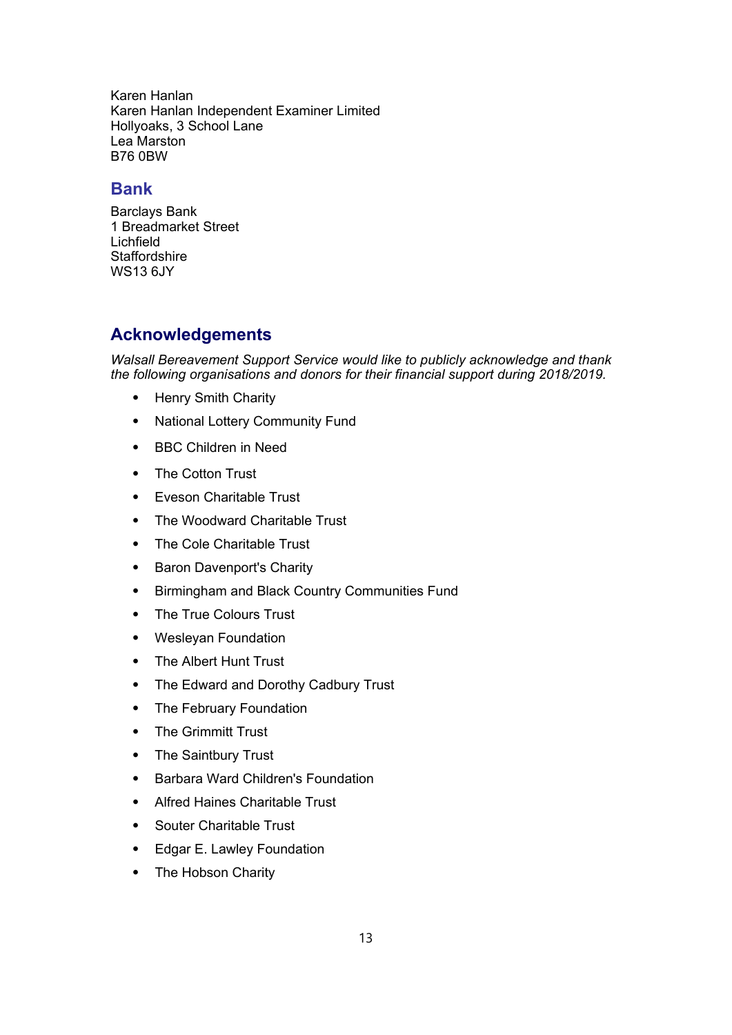Karen Hanlan
Karen Hanlan Independent Examiner Limited
Hollyoaks, 3 School Lane
Lea Marston
B76 0BW

## Bank

Barclays Bank
1 Breadmarket Street
Lichfield
Staffordshire
WS13 6JY

## Acknowledgements

*Walsall Bereavement Support Service would like to publicly acknowledge and thank the following organisations and donors for their financial support during 2018/2019.*

- Henry Smith Charity
- National Lottery Community Fund
- BBC Children in Need
- The Cotton Trust
- Eveson Charitable Trust
- The Woodward Charitable Trust
- The Cole Charitable Trust
- Baron Davenport's Charity
- Birmingham and Black Country Communities Fund
- The True Colours Trust
- Wesleyan Foundation
- The Albert Hunt Trust
- The Edward and Dorothy Cadbury Trust
- The February Foundation
- The Grimmitt Trust
- The Saintbury Trust
- Barbara Ward Children's Foundation
- Alfred Haines Charitable Trust
- Souter Charitable Trust
- Edgar E. Lawley Foundation
- The Hobson Charity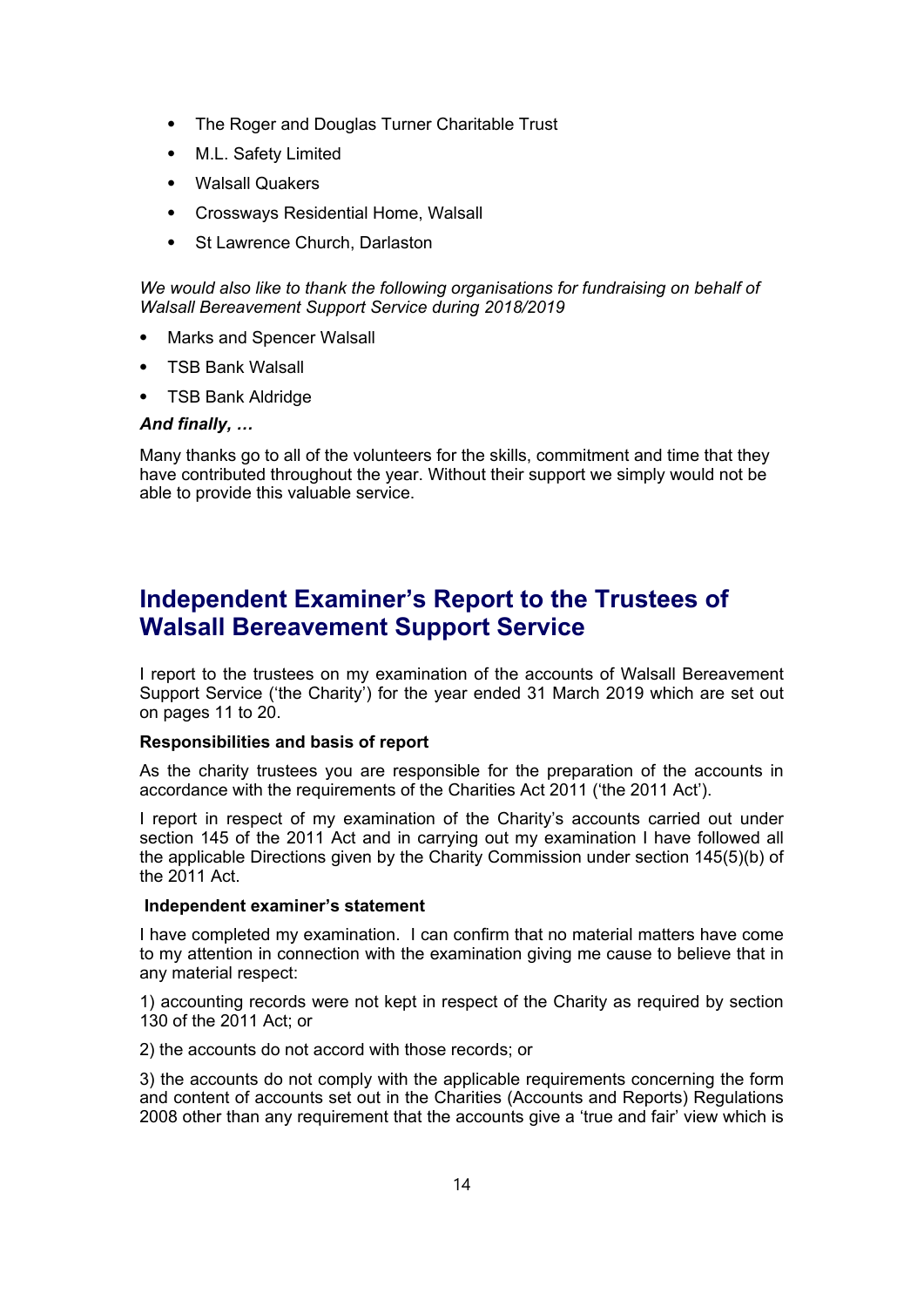- The Roger and Douglas Turner Charitable Trust
- M.L. Safety Limited
- Walsall Quakers
- Crossways Residential Home, Walsall
- St Lawrence Church, Darlaston

*We would also like to thank the following organisations for fundraising on behalf of Walsall Bereavement Support Service during 2018/2019*

- Marks and Spencer Walsall
- TSB Bank Walsall
- TSB Bank Aldridge

***And finally, …***

Many thanks go to all of the volunteers for the skills, commitment and time that they have contributed throughout the year. Without their support we simply would not be able to provide this valuable service.

# Independent Examiner's Report to the Trustees of Walsall Bereavement Support Service

I report to the trustees on my examination of the accounts of Walsall Bereavement Support Service ('the Charity') for the year ended 31 March 2019 which are set out on pages 11 to 20.

**Responsibilities and basis of report**

As the charity trustees you are responsible for the preparation of the accounts in accordance with the requirements of the Charities Act 2011 ('the 2011 Act').

I report in respect of my examination of the Charity's accounts carried out under section 145 of the 2011 Act and in carrying out my examination I have followed all the applicable Directions given by the Charity Commission under section 145(5)(b) of the 2011 Act.

**Independent examiner's statement**

I have completed my examination. I can confirm that no material matters have come to my attention in connection with the examination giving me cause to believe that in any material respect:

1) accounting records were not kept in respect of the Charity as required by section 130 of the 2011 Act; or

2) the accounts do not accord with those records; or

3) the accounts do not comply with the applicable requirements concerning the form and content of accounts set out in the Charities (Accounts and Reports) Regulations 2008 other than any requirement that the accounts give a 'true and fair' view which is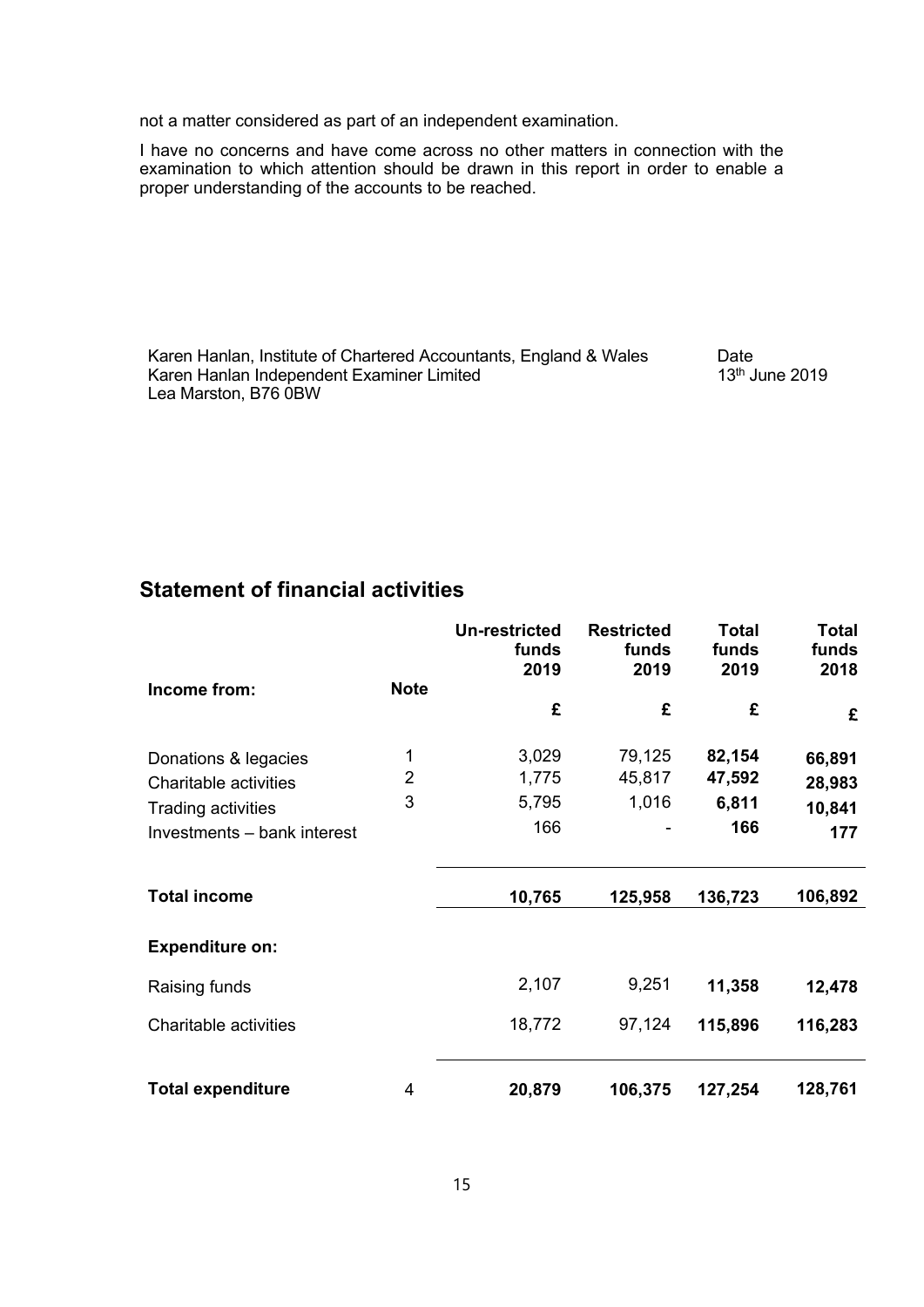not a matter considered as part of an independent examination.

I have no concerns and have come across no other matters in connection with the examination to which attention should be drawn in this report in order to enable a proper understanding of the accounts to be reached.

Karen Hanlan, Institute of Chartered Accountants, England & Wales
Karen Hanlan Independent Examiner Limited
Lea Marston, B76 0BW

Date
13th June 2019

## Statement of financial activities

| Income from: | Note | Un-restricted funds 2019 £ | Restricted funds 2019 £ | Total funds 2019 £ | Total funds 2018 £ |
|---|---|---|---|---|---|
| Donations & legacies | 1 | 3,029 | 79,125 | **82,154** | **66,891** |
| Charitable activities | 2 | 1,775 | 45,817 | **47,592** | **28,983** |
| Trading activities | 3 | 5,795 | 1,016 | **6,811** | **10,841** |
| Investments – bank interest | | 166 | - | **166** | **177** |
| **Total income** | | **10,765** | **125,958** | **136,723** | **106,892** |
| **Expenditure on:** | | | | | |
| Raising funds | | 2,107 | 9,251 | **11,358** | **12,478** |
| Charitable activities | | 18,772 | 97,124 | **115,896** | **116,283** |
| **Total expenditure** | 4 | **20,879** | **106,375** | **127,254** | **128,761** |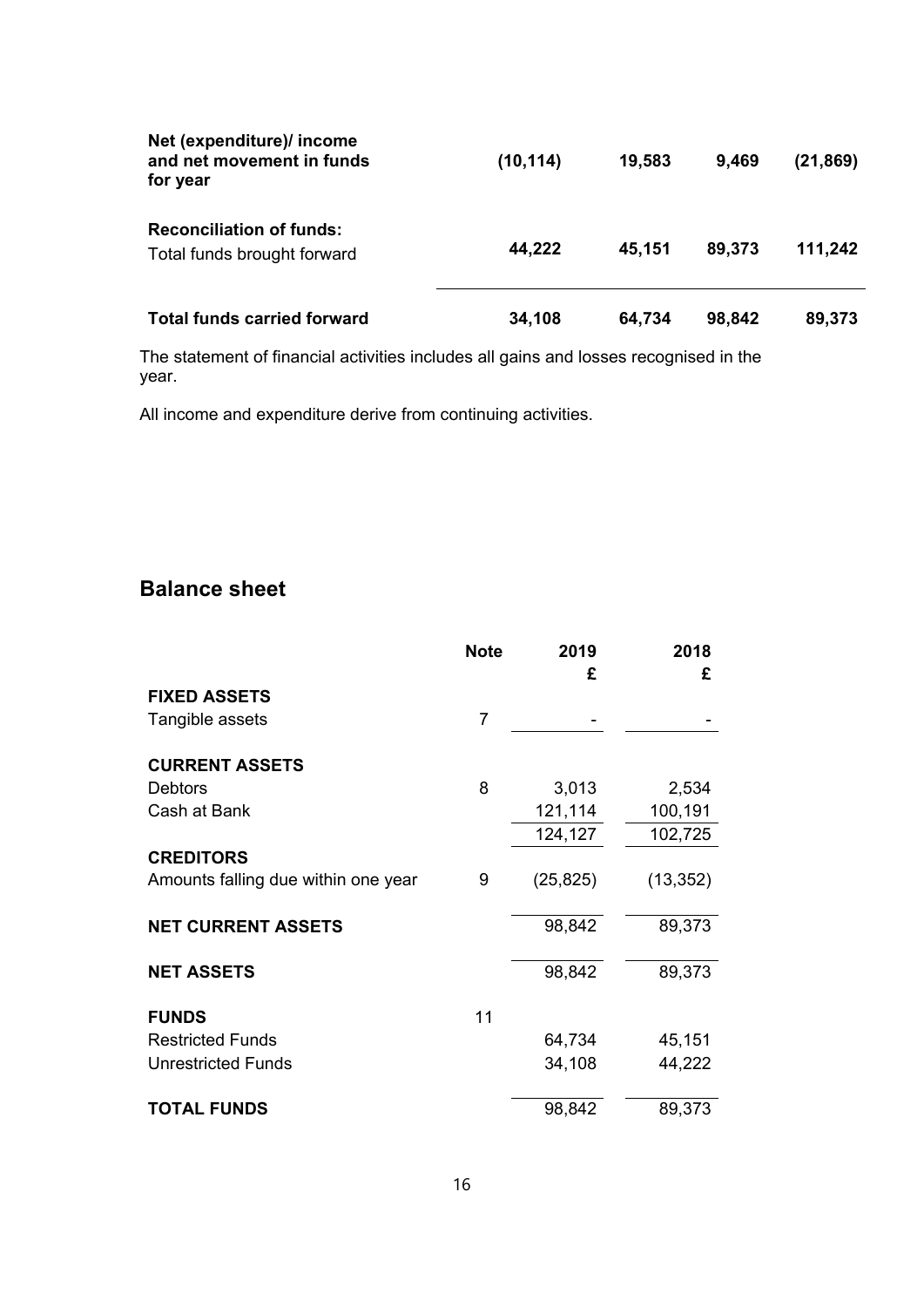| | | | | |
|---|---|---|---|---|
| **Net (expenditure)/ income and net movement in funds for year** | **(10,114)** | **19,583** | **9,469** | **(21,869)** |
| **Reconciliation of funds:** | | | | |
| Total funds brought forward | **44,222** | **45,151** | **89,373** | **111,242** |
| **Total funds carried forward** | **34,108** | **64,734** | **98,842** | **89,373** |

The statement of financial activities includes all gains and losses recognised in the year.

All income and expenditure derive from continuing activities.

## Balance sheet

| | Note | 2019 £ | 2018 £ |
|---|---|---|---|
| **FIXED ASSETS** | | | |
| Tangible assets | 7 | - | - |
| **CURRENT ASSETS** | | | |
| Debtors | 8 | 3,013 | 2,534 |
| Cash at Bank | | 121,114 | 100,191 |
| | | 124,127 | 102,725 |
| **CREDITORS** | | | |
| Amounts falling due within one year | 9 | (25,825) | (13,352) |
| **NET CURRENT ASSETS** | | 98,842 | 89,373 |
| **NET ASSETS** | | 98,842 | 89,373 |
| **FUNDS** | 11 | | |
| Restricted Funds | | 64,734 | 45,151 |
| Unrestricted Funds | | 34,108 | 44,222 |
| **TOTAL FUNDS** | | 98,842 | 89,373 |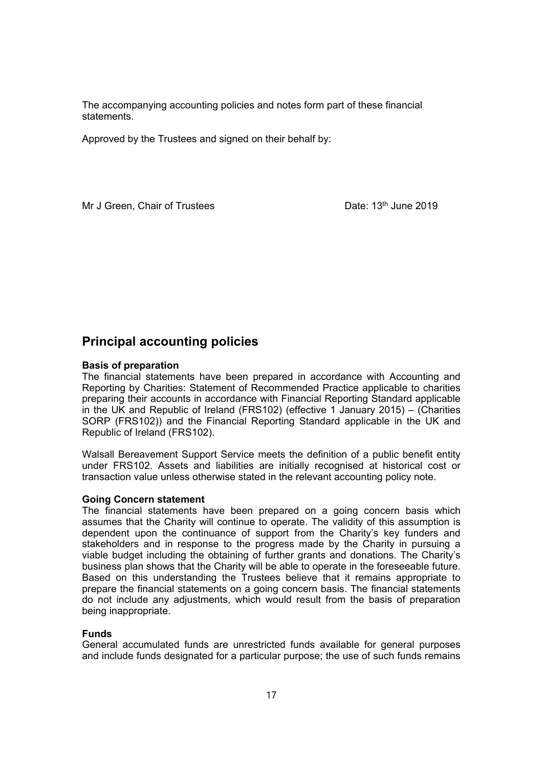The accompanying accounting policies and notes form part of these financial statements.

Approved by the Trustees and signed on their behalf by:

Mr J Green, Chair of Trustees Date: 13th June 2019

## Principal accounting policies

**Basis of preparation**

The financial statements have been prepared in accordance with Accounting and Reporting by Charities: Statement of Recommended Practice applicable to charities preparing their accounts in accordance with Financial Reporting Standard applicable in the UK and Republic of Ireland (FRS102) (effective 1 January 2015) – (Charities SORP (FRS102)) and the Financial Reporting Standard applicable in the UK and Republic of Ireland (FRS102).

Walsall Bereavement Support Service meets the definition of a public benefit entity under FRS102. Assets and liabilities are initially recognised at historical cost or transaction value unless otherwise stated in the relevant accounting policy note.

**Going Concern statement**

The financial statements have been prepared on a going concern basis which assumes that the Charity will continue to operate. The validity of this assumption is dependent upon the continuance of support from the Charity's key funders and stakeholders and in response to the progress made by the Charity in pursuing a viable budget including the obtaining of further grants and donations. The Charity's business plan shows that the Charity will be able to operate in the foreseeable future. Based on this understanding the Trustees believe that it remains appropriate to prepare the financial statements on a going concern basis. The financial statements do not include any adjustments, which would result from the basis of preparation being inappropriate.

**Funds**

General accumulated funds are unrestricted funds available for general purposes and include funds designated for a particular purpose; the use of such funds remains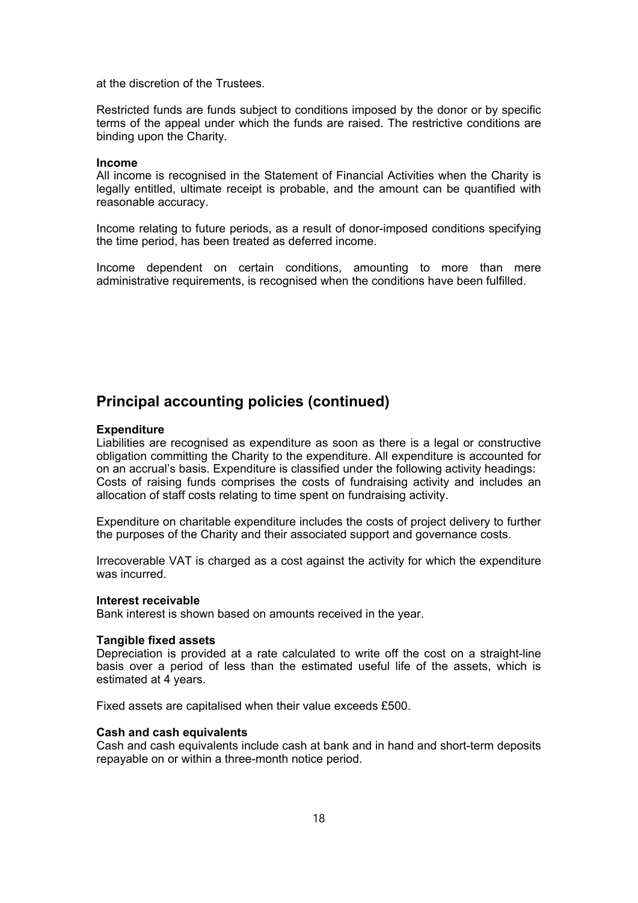at the discretion of the Trustees.

Restricted funds are funds subject to conditions imposed by the donor or by specific terms of the appeal under which the funds are raised. The restrictive conditions are binding upon the Charity.

**Income**

All income is recognised in the Statement of Financial Activities when the Charity is legally entitled, ultimate receipt is probable, and the amount can be quantified with reasonable accuracy.

Income relating to future periods, as a result of donor-imposed conditions specifying the time period, has been treated as deferred income.

Income dependent on certain conditions, amounting to more than mere administrative requirements, is recognised when the conditions have been fulfilled.

## Principal accounting policies (continued)

**Expenditure**

Liabilities are recognised as expenditure as soon as there is a legal or constructive obligation committing the Charity to the expenditure. All expenditure is accounted for on an accrual's basis. Expenditure is classified under the following activity headings: Costs of raising funds comprises the costs of fundraising activity and includes an allocation of staff costs relating to time spent on fundraising activity.

Expenditure on charitable expenditure includes the costs of project delivery to further the purposes of the Charity and their associated support and governance costs.

Irrecoverable VAT is charged as a cost against the activity for which the expenditure was incurred.

**Interest receivable**

Bank interest is shown based on amounts received in the year.

**Tangible fixed assets**

Depreciation is provided at a rate calculated to write off the cost on a straight-line basis over a period of less than the estimated useful life of the assets, which is estimated at 4 years.

Fixed assets are capitalised when their value exceeds £500.

**Cash and cash equivalents**

Cash and cash equivalents include cash at bank and in hand and short-term deposits repayable on or within a three-month notice period.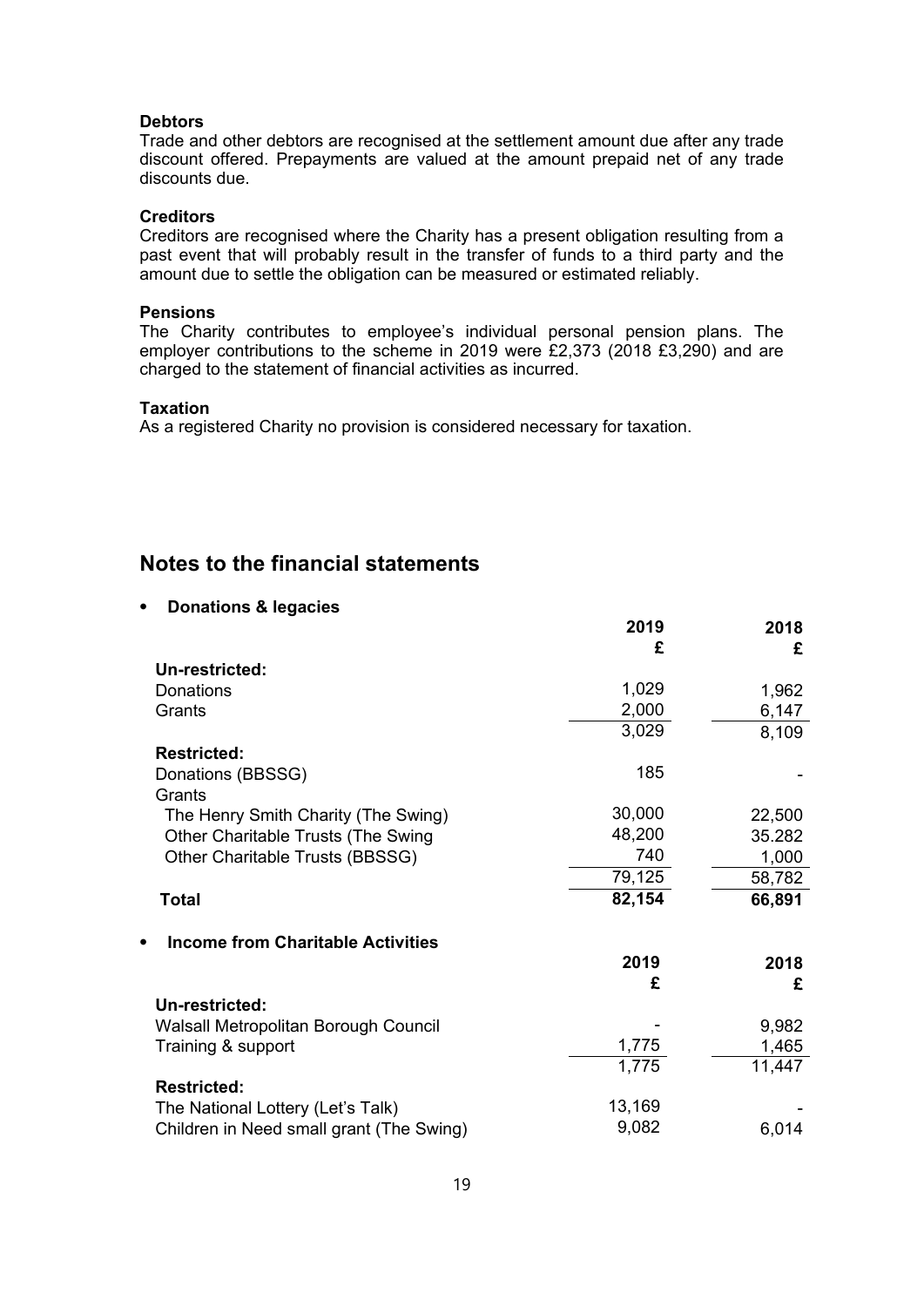**Debtors**
Trade and other debtors are recognised at the settlement amount due after any trade discount offered. Prepayments are valued at the amount prepaid net of any trade discounts due.

**Creditors**
Creditors are recognised where the Charity has a present obligation resulting from a past event that will probably result in the transfer of funds to a third party and the amount due to settle the obligation can be measured or estimated reliably.

**Pensions**
The Charity contributes to employee's individual personal pension plans. The employer contributions to the scheme in 2019 were £2,373 (2018 £3,290) and are charged to the statement of financial activities as incurred.

**Taxation**
As a registered Charity no provision is considered necessary for taxation.

## Notes to the financial statements

- **Donations & legacies**

| | 2019<br>£ | 2018<br>£ |
|---|---|---|
| **Un-restricted:** | | |
| Donations | 1,029 | 1,962 |
| Grants | 2,000 | 6,147 |
| | 3,029 | 8,109 |
| **Restricted:** | | |
| Donations (BBSSG) | 185 | - |
| Grants | | |
| The Henry Smith Charity (The Swing) | 30,000 | 22,500 |
| Other Charitable Trusts (The Swing | 48,200 | 35.282 |
| Other Charitable Trusts (BBSSG) | 740 | 1,000 |
| | 79,125 | 58,782 |
| **Total** | **82,154** | **66,891** |

- **Income from Charitable Activities**

| | 2019<br>£ | 2018<br>£ |
|---|---|---|
| **Un-restricted:** | | |
| Walsall Metropolitan Borough Council | - | 9,982 |
| Training & support | 1,775 | 1,465 |
| | 1,775 | 11,447 |
| **Restricted:** | | |
| The National Lottery (Let's Talk) | 13,169 | - |
| Children in Need small grant (The Swing) | 9,082 | 6,014 |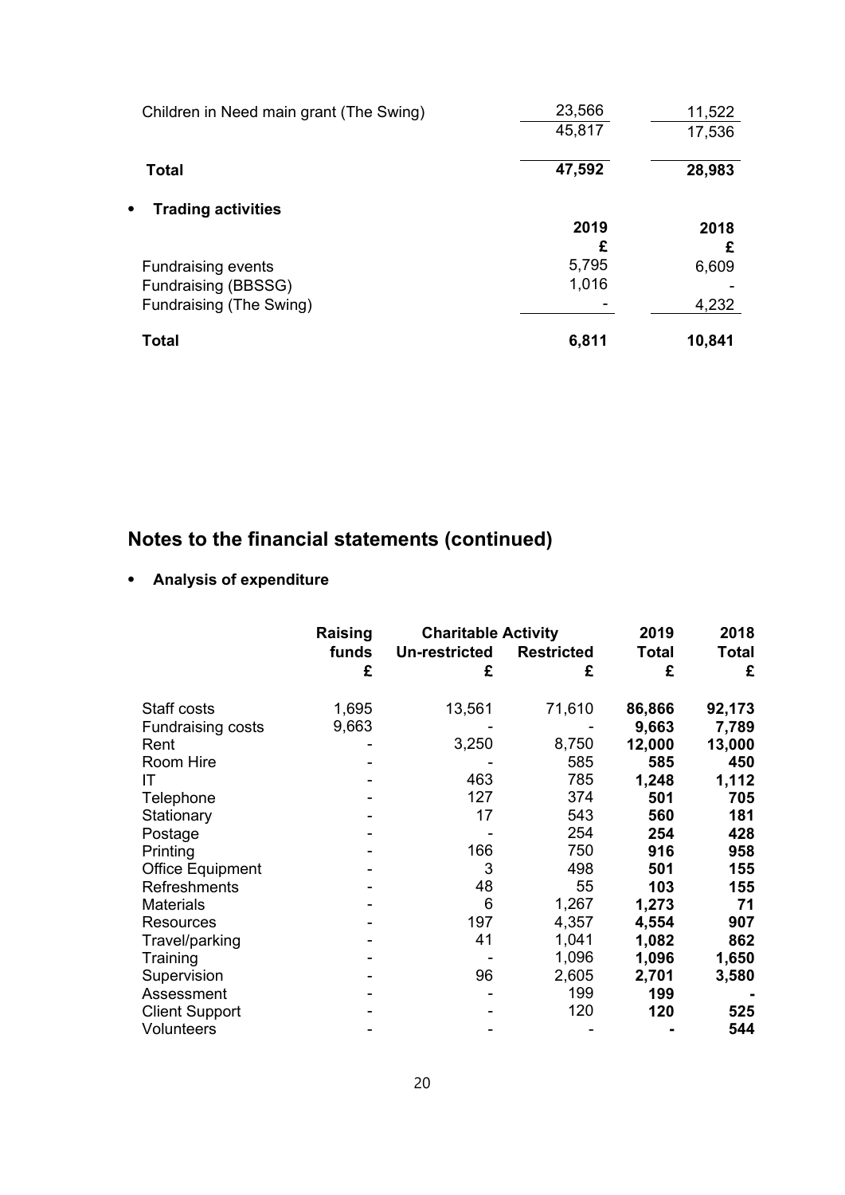| | 2019 | 2018 |
|---|---|---|
| Children in Need main grant (The Swing) | 23,566 | 11,522 |
| | 45,817 | 17,536 |
| **Total** | **47,592** | **28,983** |

- **Trading activities**

| | 2019 | 2018 |
|---|---|---|
| | £ | £ |
| Fundraising events | 5,795 | 6,609 |
| Fundraising (BBSSG) | 1,016 | - |
| Fundraising (The Swing) | - | 4,232 |
| **Total** | **6,811** | **10,841** |

## Notes to the financial statements (continued)

- **Analysis of expenditure**

| | Raising funds | Charitable Activity | | 2019 Total | 2018 Total |
|---|---|---|---|---|---|
| | | Un-restricted | Restricted | | |
| | £ | £ | £ | £ | £ |
| Staff costs | 1,695 | 13,561 | 71,610 | **86,866** | **92,173** |
| Fundraising costs | 9,663 | - | - | **9,663** | **7,789** |
| Rent | - | 3,250 | 8,750 | **12,000** | **13,000** |
| Room Hire | - | - | 585 | **585** | **450** |
| IT | - | 463 | 785 | **1,248** | **1,112** |
| Telephone | - | 127 | 374 | **501** | **705** |
| Stationary | - | 17 | 543 | **560** | **181** |
| Postage | - | - | 254 | **254** | **428** |
| Printing | - | 166 | 750 | **916** | **958** |
| Office Equipment | - | 3 | 498 | **501** | **155** |
| Refreshments | - | 48 | 55 | **103** | **155** |
| Materials | - | 6 | 1,267 | **1,273** | **71** |
| Resources | - | 197 | 4,357 | **4,554** | **907** |
| Travel/parking | - | 41 | 1,041 | **1,082** | **862** |
| Training | - | - | 1,096 | **1,096** | **1,650** |
| Supervision | - | 96 | 2,605 | **2,701** | **3,580** |
| Assessment | - | - | 199 | **199** | **-** |
| Client Support | - | - | 120 | **120** | **525** |
| Volunteers | - | - | - | **-** | **544** |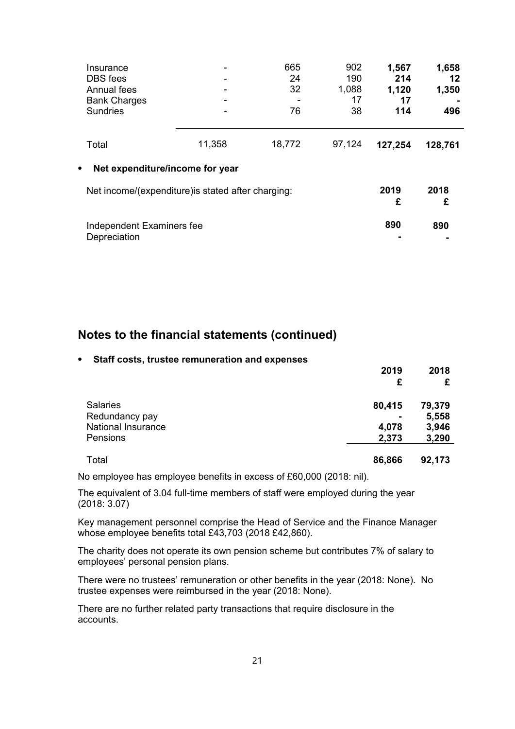| | | | | | |
|---|---|---|---|---|---|
| Insurance | - | 665 | 902 | **1,567** | **1,658** |
| DBS fees | - | 24 | 190 | **214** | **12** |
| Annual fees | - | 32 | 1,088 | **1,120** | **1,350** |
| Bank Charges | - | - | 17 | **17** | **-** |
| Sundries | - | 76 | 38 | **114** | **496** |
| Total | 11,358 | 18,772 | 97,124 | **127,254** | **128,761** |

- **Net expenditure/income for year**

| Net income/(expenditure)is stated after charging: | **2019** **£** | **2018** **£** |
|---|---|---|
| Independent Examiners fee | **890** | **890** |
| Depreciation | **-** | **-** |

## Notes to the financial statements (continued)

- **Staff costs, trustee remuneration and expenses**

| | **2019** **£** | **2018** **£** |
|---|---|---|
| Salaries | **80,415** | **79,379** |
| Redundancy pay | **-** | **5,558** |
| National Insurance | **4,078** | **3,946** |
| Pensions | **2,373** | **3,290** |
| Total | **86,866** | **92,173** |

No employee has employee benefits in excess of £60,000 (2018: nil).

The equivalent of 3.04 full-time members of staff were employed during the year (2018: 3.07)

Key management personnel comprise the Head of Service and the Finance Manager whose employee benefits total £43,703 (2018 £42,860).

The charity does not operate its own pension scheme but contributes 7% of salary to employees' personal pension plans.

There were no trustees' remuneration or other benefits in the year (2018: None). No trustee expenses were reimbursed in the year (2018: None).

There are no further related party transactions that require disclosure in the accounts.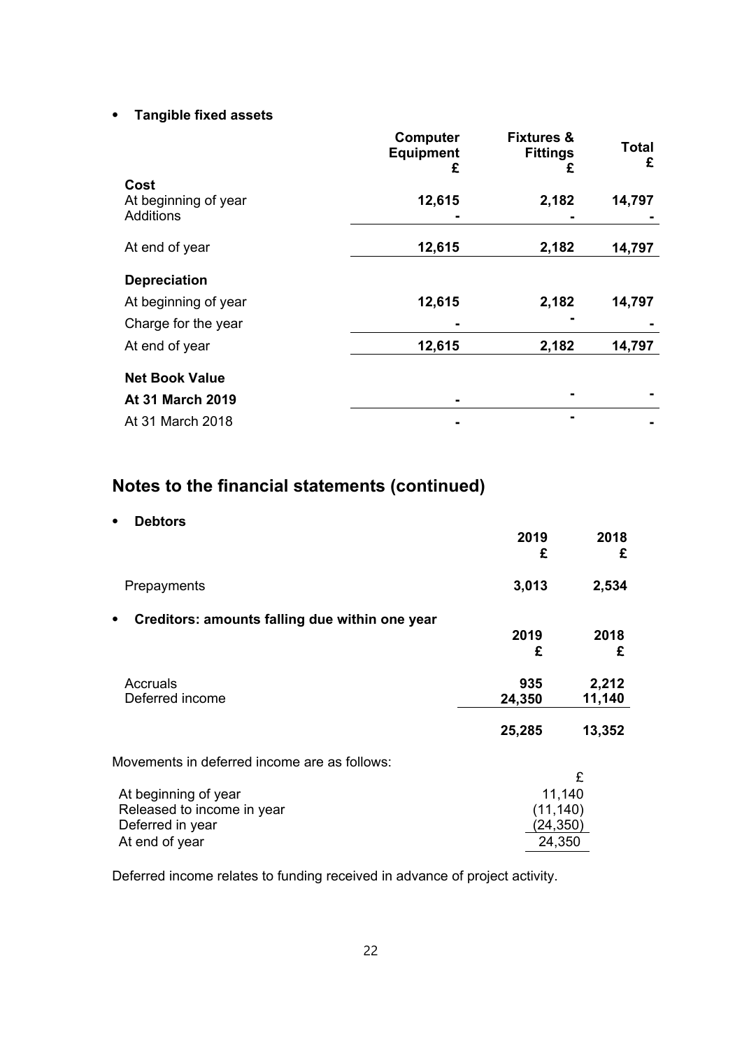- **Tangible fixed assets**

| | Computer Equipment £ | Fixtures & Fittings £ | Total £ |
|---|---|---|---|
| **Cost** | | | |
| At beginning of year | **12,615** | **2,182** | **14,797** |
| Additions | **-** | **-** | **-** |
| At end of year | **12,615** | **2,182** | **14,797** |
| **Depreciation** | | | |
| At beginning of year | **12,615** | **2,182** | **14,797** |
| Charge for the year | **-** | **-** | **-** |
| At end of year | **12,615** | **2,182** | **14,797** |
| **Net Book Value** | | | |
| **At 31 March 2019** | **-** | **-** | **-** |
| At 31 March 2018 | **-** | **-** | **-** |

## Notes to the financial statements (continued)

- **Debtors**

| | 2019 £ | 2018 £ |
|---|---|---|
| Prepayments | **3,013** | **2,534** |

- **Creditors: amounts falling due within one year**

| | 2019 £ | 2018 £ |
|---|---|---|
| Accruals | **935** | **2,212** |
| Deferred income | **24,350** | **11,140** |
| | **25,285** | **13,352** |

Movements in deferred income are as follows:

| | £ |
|---|---|
| At beginning of year | 11,140 |
| Released to income in year | (11,140) |
| Deferred in year | (24,350) |
| At end of year | 24,350 |

Deferred income relates to funding received in advance of project activity.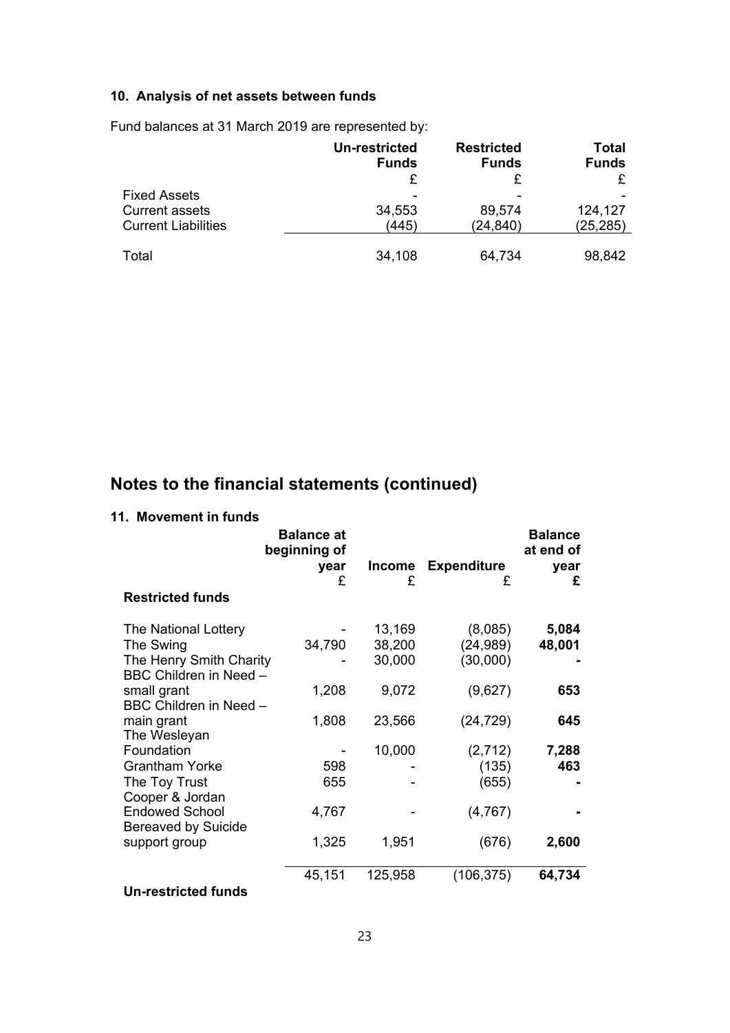### 10. Analysis of net assets between funds

Fund balances at 31 March 2019 are represented by:

| | Un-restricted Funds | Restricted Funds | Total Funds |
|---|---|---|---|
| | £ | £ | £ |
| Fixed Assets | - | - | - |
| Current assets | 34,553 | 89,574 | 124,127 |
| Current Liabilities | (445) | (24,840) | (25,285) |
| Total | 34,108 | 64,734 | 98,842 |

## Notes to the financial statements (continued)

### 11. Movement in funds

| | Balance at beginning of year | Income | Expenditure | Balance at end of year |
|---|---|---|---|---|
| | £ | £ | £ | **£** |
| **Restricted funds** | | | | |
| The National Lottery | - | 13,169 | (8,085) | **5,084** |
| The Swing | 34,790 | 38,200 | (24,989) | **48,001** |
| The Henry Smith Charity | - | 30,000 | (30,000) | **-** |
| BBC Children in Need – small grant | 1,208 | 9,072 | (9,627) | **653** |
| BBC Children in Need – main grant | 1,808 | 23,566 | (24,729) | **645** |
| The Wesleyan Foundation | - | 10,000 | (2,712) | **7,288** |
| Grantham Yorke | 598 | - | (135) | **463** |
| The Toy Trust | 655 | - | (655) | **-** |
| Cooper & Jordan Endowed School | 4,767 | - | (4,767) | **-** |
| Bereaved by Suicide support group | 1,325 | 1,951 | (676) | **2,600** |
| | 45,151 | 125,958 | (106,375) | **64,734** |
| **Un-restricted funds** | | | | |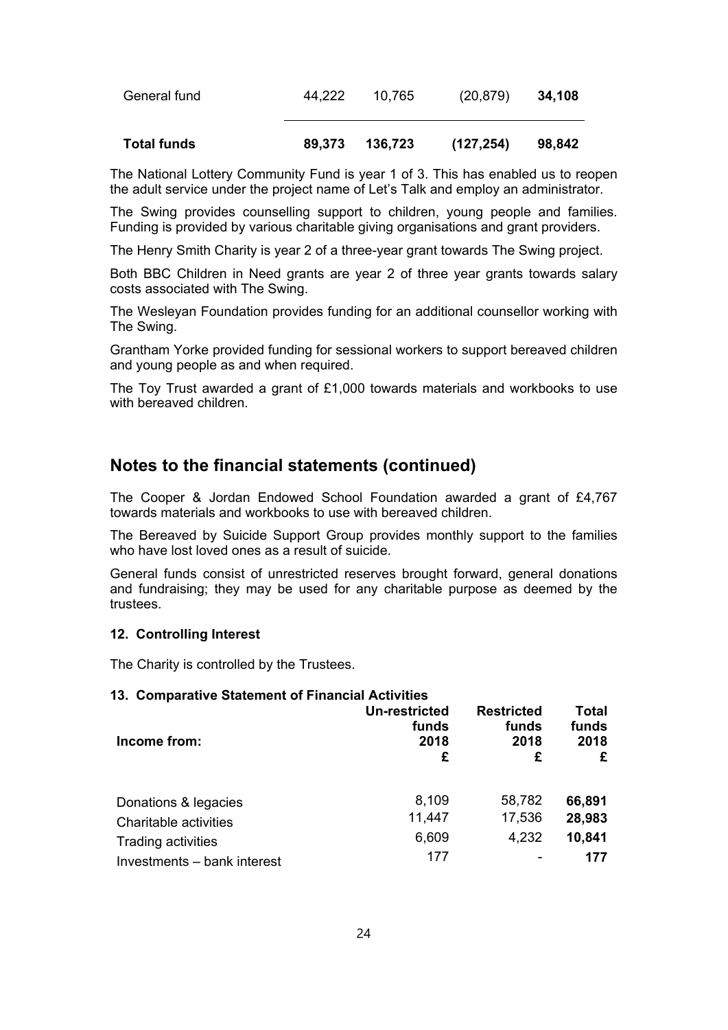| | | | | |
|---|---|---|---|---|
| General fund | 44,222 | 10,765 | (20,879) | **34,108** |
| **Total funds** | **89,373** | **136,723** | **(127,254)** | **98,842** |

The National Lottery Community Fund is year 1 of 3. This has enabled us to reopen the adult service under the project name of Let's Talk and employ an administrator.

The Swing provides counselling support to children, young people and families. Funding is provided by various charitable giving organisations and grant providers.

The Henry Smith Charity is year 2 of a three-year grant towards The Swing project.

Both BBC Children in Need grants are year 2 of three year grants towards salary costs associated with The Swing.

The Wesleyan Foundation provides funding for an additional counsellor working with The Swing.

Grantham Yorke provided funding for sessional workers to support bereaved children and young people as and when required.

The Toy Trust awarded a grant of £1,000 towards materials and workbooks to use with bereaved children.

## Notes to the financial statements (continued)

The Cooper & Jordan Endowed School Foundation awarded a grant of £4,767 towards materials and workbooks to use with bereaved children.

The Bereaved by Suicide Support Group provides monthly support to the families who have lost loved ones as a result of suicide.

General funds consist of unrestricted reserves brought forward, general donations and fundraising; they may be used for any charitable purpose as deemed by the trustees.

**12. Controlling Interest**

The Charity is controlled by the Trustees.

**13. Comparative Statement of Financial Activities**

| Income from: | Un-restricted funds 2018 £ | Restricted funds 2018 £ | Total funds 2018 £ |
|---|---|---|---|
| Donations & legacies | 8,109 | 58,782 | **66,891** |
| Charitable activities | 11,447 | 17,536 | **28,983** |
| Trading activities | 6,609 | 4,232 | **10,841** |
| Investments – bank interest | 177 | - | **177** |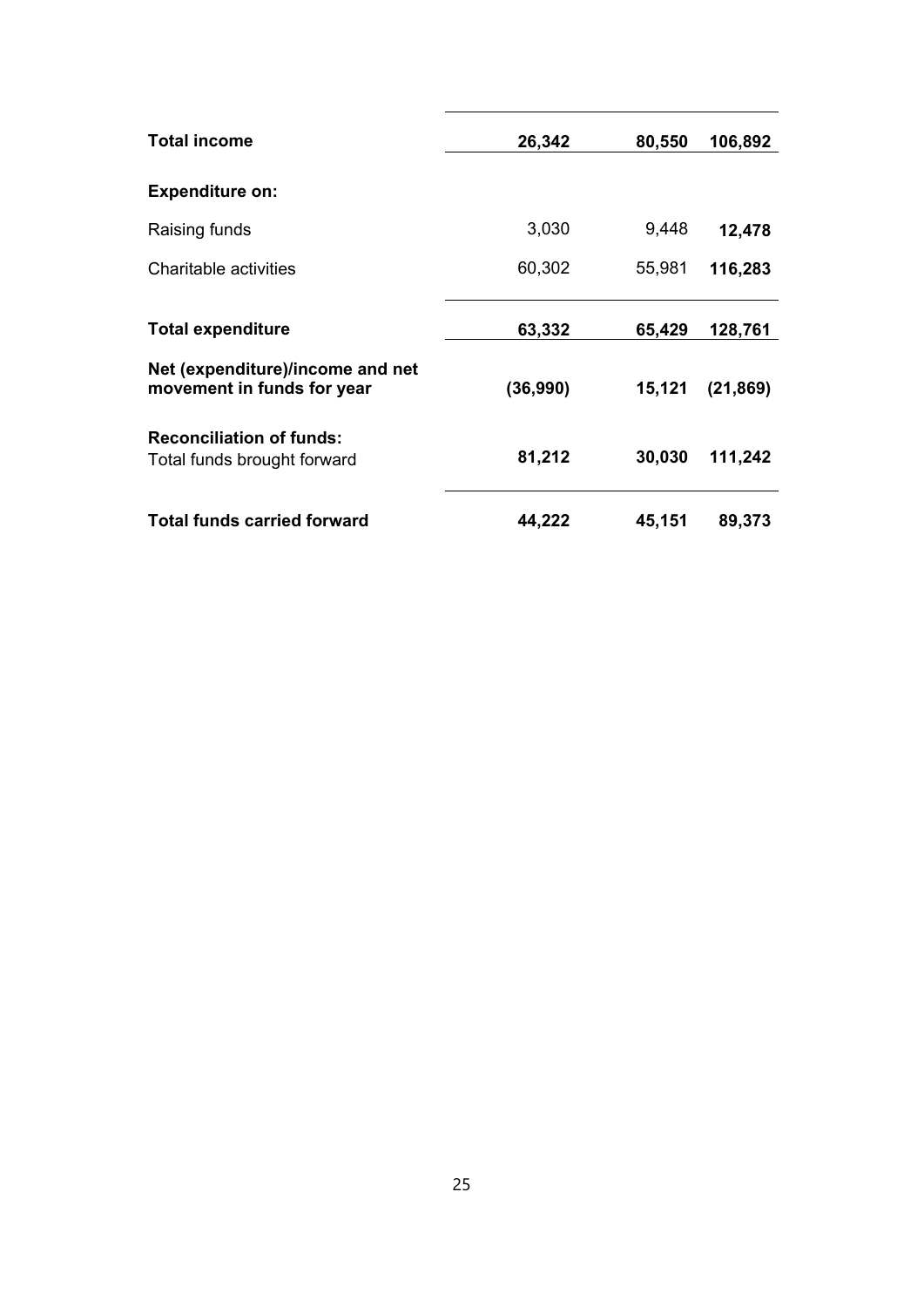| | | | |
|---|---|---|---|
| **Total income** | **26,342** | **80,550** | **106,892** |
| **Expenditure on:** | | | |
| Raising funds | 3,030 | 9,448 | **12,478** |
| Charitable activities | 60,302 | 55,981 | **116,283** |
| **Total expenditure** | **63,332** | **65,429** | **128,761** |
| **Net (expenditure)/income and net movement in funds for year** | **(36,990)** | **15,121** | **(21,869)** |
| **Reconciliation of funds:**<br>Total funds brought forward | **81,212** | **30,030** | **111,242** |
| **Total funds carried forward** | **44,222** | **45,151** | **89,373** |